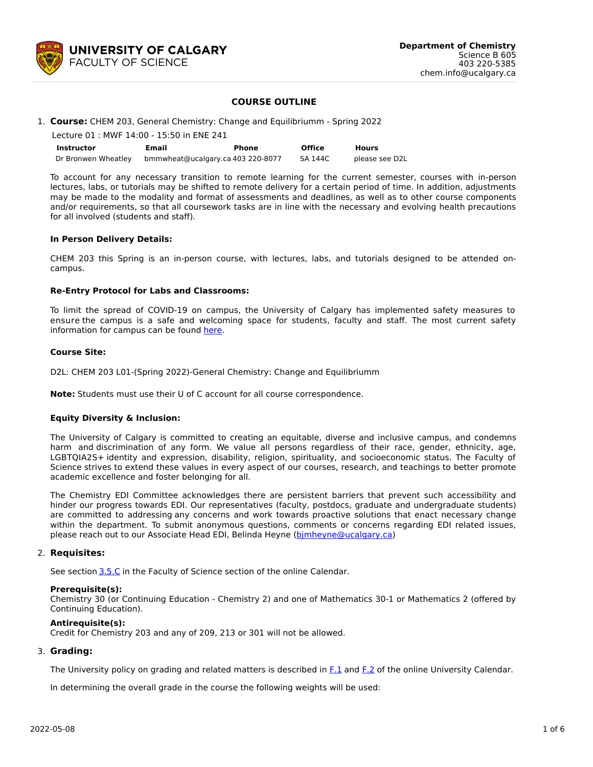**UNIVERSITY OF CALGARY**
FACULTY OF SCIENCE

**Department of Chemistry**
Science B 605
403 220-5385
chem.info@ucalgary.ca

## COURSE OUTLINE

1. **Course:** CHEM 203, General Chemistry: Change and Equilibriumm - Spring 2022

   Lecture 01 : MWF 14:00 - 15:50 in ENE 241

| Instructor | Email | Phone | Office | Hours |
|---|---|---|---|---|
| Dr Bronwen Wheatley | bmmwheat@ucalgary.ca | 403 220-8077 | SA 144C | please see D2L |

To account for any necessary transition to remote learning for the current semester, courses with in-person lectures, labs, or tutorials may be shifted to remote delivery for a certain period of time. In addition, adjustments may be made to the modality and format of assessments and deadlines, as well as to other course components and/or requirements, so that all coursework tasks are in line with the necessary and evolving health precautions for all involved (students and staff).

**In Person Delivery Details:**

CHEM 203 this Spring is an in-person course, with lectures, labs, and tutorials designed to be attended on-campus.

**Re-Entry Protocol for Labs and Classrooms:**

To limit the spread of COVID-19 on campus, the University of Calgary has implemented safety measures to ensure the campus is a safe and welcoming space for students, faculty and staff. The most current safety information for campus can be found here.

**Course Site:**

D2L: CHEM 203 L01-(Spring 2022)-General Chemistry: Change and Equilibriumm

**Note:** Students must use their U of C account for all course correspondence.

**Equity Diversity & Inclusion:**

The University of Calgary is committed to creating an equitable, diverse and inclusive campus, and condemns harm and discrimination of any form. We value all persons regardless of their race, gender, ethnicity, age, LGBTQIA2S+ identity and expression, disability, religion, spirituality, and socioeconomic status. The Faculty of Science strives to extend these values in every aspect of our courses, research, and teachings to better promote academic excellence and foster belonging for all.

The Chemistry EDI Committee acknowledges there are persistent barriers that prevent such accessibility and hinder our progress towards EDI. Our representatives (faculty, postdocs, graduate and undergraduate students) are committed to addressing any concerns and work towards proactive solutions that enact necessary change within the department. To submit anonymous questions, comments or concerns regarding EDI related issues, please reach out to our Associate Head EDI, Belinda Heyne (bjmheyne@ucalgary.ca)

2. **Requisites:**

   See section 3.5.C in the Faculty of Science section of the online Calendar.

   **Prerequisite(s):**
   Chemistry 30 (or Continuing Education - Chemistry 2) and one of Mathematics 30-1 or Mathematics 2 (offered by Continuing Education).

   **Antirequisite(s):**
   Credit for Chemistry 203 and any of 209, 213 or 301 will not be allowed.

3. **Grading:**

   The University policy on grading and related matters is described in F.1 and F.2 of the online University Calendar.

   In determining the overall grade in the course the following weights will be used: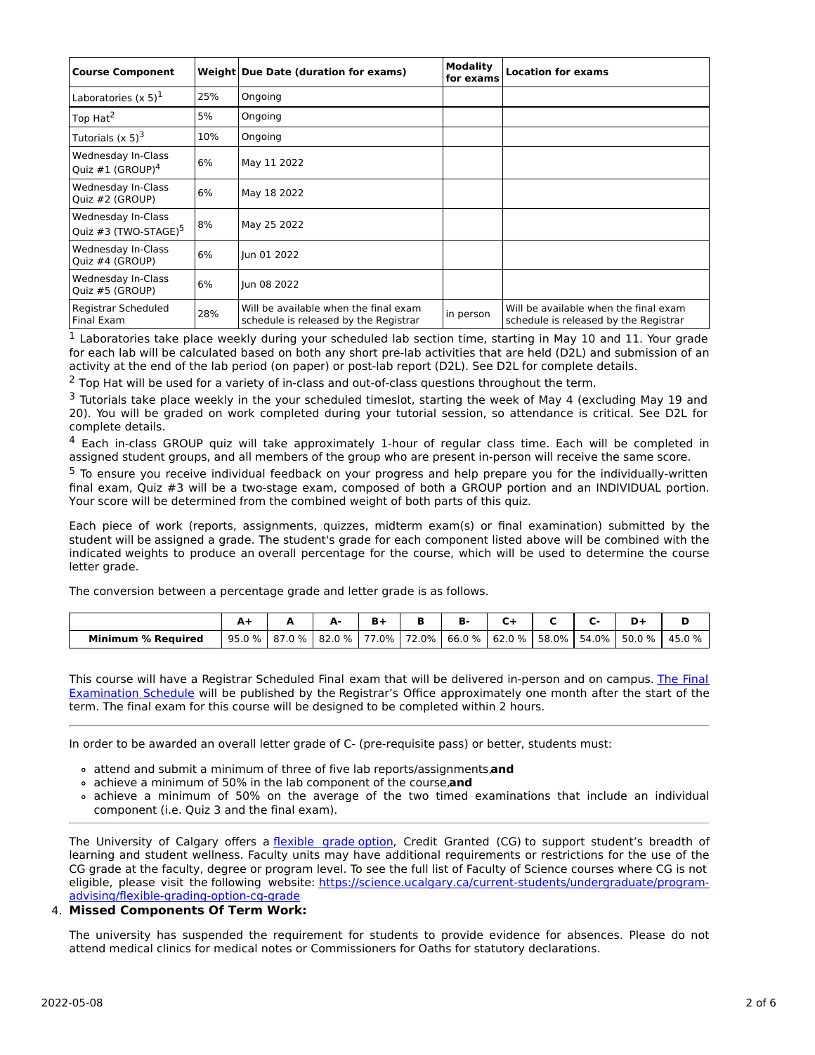| Course Component | Weight | Due Date (duration for exams) | Modality for exams | Location for exams |
|---|---|---|---|---|
| Laboratories (x 5)[1] | 25% | Ongoing | | |
| Top Hat[2] | 5% | Ongoing | | |
| Tutorials (x 5)[3] | 10% | Ongoing | | |
| Wednesday In-Class Quiz #1 (GROUP)[4] | 6% | May 11 2022 | | |
| Wednesday In-Class Quiz #2 (GROUP) | 6% | May 18 2022 | | |
| Wednesday In-Class Quiz #3 (TWO-STAGE)[5] | 8% | May 25 2022 | | |
| Wednesday In-Class Quiz #4 (GROUP) | 6% | Jun 01 2022 | | |
| Wednesday In-Class Quiz #5 (GROUP) | 6% | Jun 08 2022 | | |
| Registrar Scheduled Final Exam | 28% | Will be available when the final exam schedule is released by the Registrar | in person | Will be available when the final exam schedule is released by the Registrar |

[1] Laboratories take place weekly during your scheduled lab section time, starting in May 10 and 11. Your grade for each lab will be calculated based on both any short pre-lab activities that are held (D2L) and submission of an activity at the end of the lab period (on paper) or post-lab report (D2L). See D2L for complete details.

[2] Top Hat will be used for a variety of in-class and out-of-class questions throughout the term.

[3] Tutorials take place weekly in the your scheduled timeslot, starting the week of May 4 (excluding May 19 and 20). You will be graded on work completed during your tutorial session, so attendance is critical. See D2L for complete details.

[4] Each in-class GROUP quiz will take approximately 1-hour of regular class time. Each will be completed in assigned student groups, and all members of the group who are present in-person will receive the same score.

[5] To ensure you receive individual feedback on your progress and help prepare you for the individually-written final exam, Quiz #3 will be a two-stage exam, composed of both a GROUP portion and an INDIVIDUAL portion. Your score will be determined from the combined weight of both parts of this quiz.

Each piece of work (reports, assignments, quizzes, midterm exam(s) or final examination) submitted by the student will be assigned a grade. The student's grade for each component listed above will be combined with the indicated weights to produce an overall percentage for the course, which will be used to determine the course letter grade.

The conversion between a percentage grade and letter grade is as follows.

| | A+ | A | A- | B+ | B | B- | C+ | C | C- | D+ | D |
|---|---|---|---|---|---|---|---|---|---|---|---|
| **Minimum % Required** | 95.0 % | 87.0 % | 82.0 % | 77.0% | 72.0% | 66.0 % | 62.0 % | 58.0% | 54.0% | 50.0 % | 45.0 % |

This course will have a Registrar Scheduled Final exam that will be delivered in-person and on campus. The Final Examination Schedule will be published by the Registrar's Office approximately one month after the start of the term. The final exam for this course will be designed to be completed within 2 hours.

---

In order to be awarded an overall letter grade of C- (pre-requisite pass) or better, students must:

- attend and submit a minimum of three of five lab reports/assignments, **and**
- achieve a minimum of 50% in the lab component of the course, **and**
- achieve a minimum of 50% on the average of the two timed examinations that include an individual component (i.e. Quiz 3 and the final exam).

---

The University of Calgary offers a flexible grade option, Credit Granted (CG) to support student's breadth of learning and student wellness. Faculty units may have additional requirements or restrictions for the use of the CG grade at the faculty, degree or program level. To see the full list of Faculty of Science courses where CG is not eligible, please visit the following website: https://science.ucalgary.ca/current-students/undergraduate/program-advising/flexible-grading-option-cg-grade

4. **Missed Components Of Term Work:**

The university has suspended the requirement for students to provide evidence for absences. Please do not attend medical clinics for medical notes or Commissioners for Oaths for statutory declarations.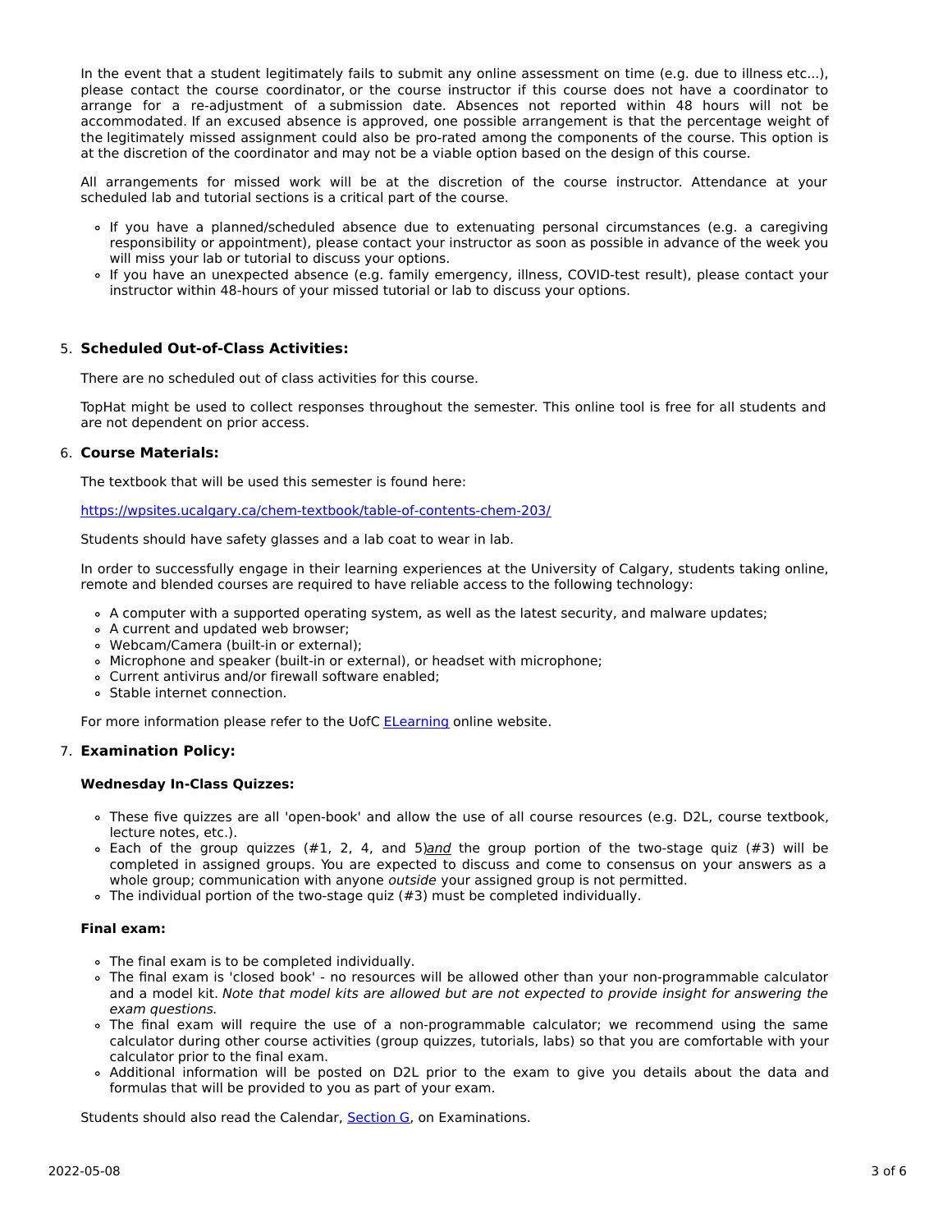In the event that a student legitimately fails to submit any online assessment on time (e.g. due to illness etc...), please contact the course coordinator, or the course instructor if this course does not have a coordinator to arrange for a re-adjustment of a submission date. Absences not reported within 48 hours will not be accommodated. If an excused absence is approved, one possible arrangement is that the percentage weight of the legitimately missed assignment could also be pro-rated among the components of the course. This option is at the discretion of the coordinator and may not be a viable option based on the design of this course.

All arrangements for missed work will be at the discretion of the course instructor. Attendance at your scheduled lab and tutorial sections is a critical part of the course.

- If you have a planned/scheduled absence due to extenuating personal circumstances (e.g. a caregiving responsibility or appointment), please contact your instructor as soon as possible in advance of the week you will miss your lab or tutorial to discuss your options.
- If you have an unexpected absence (e.g. family emergency, illness, COVID-test result), please contact your instructor within 48-hours of your missed tutorial or lab to discuss your options.

5. **Scheduled Out-of-Class Activities:**

   There are no scheduled out of class activities for this course.

   TopHat might be used to collect responses throughout the semester. This online tool is free for all students and are not dependent on prior access.

6. **Course Materials:**

   The textbook that will be used this semester is found here:

   https://wpsites.ucalgary.ca/chem-textbook/table-of-contents-chem-203/

   Students should have safety glasses and a lab coat to wear in lab.

   In order to successfully engage in their learning experiences at the University of Calgary, students taking online, remote and blended courses are required to have reliable access to the following technology:

   - A computer with a supported operating system, as well as the latest security, and malware updates;
   - A current and updated web browser;
   - Webcam/Camera (built-in or external);
   - Microphone and speaker (built-in or external), or headset with microphone;
   - Current antivirus and/or firewall software enabled;
   - Stable internet connection.

   For more information please refer to the UofC ELearning online website.

7. **Examination Policy:**

   **Wednesday In-Class Quizzes:**

   - These five quizzes are all 'open-book' and allow the use of all course resources (e.g. D2L, course textbook, lecture notes, etc.).
   - Each of the group quizzes (#1, 2, 4, and 5)*and* the group portion of the two-stage quiz (#3) will be completed in assigned groups. You are expected to discuss and come to consensus on your answers as a whole group; communication with anyone *outside* your assigned group is not permitted.
   - The individual portion of the two-stage quiz (#3) must be completed individually.

   **Final exam:**

   - The final exam is to be completed individually.
   - The final exam is 'closed book' - no resources will be allowed other than your non-programmable calculator and a model kit. *Note that model kits are allowed but are not expected to provide insight for answering the exam questions.*
   - The final exam will require the use of a non-programmable calculator; we recommend using the same calculator during other course activities (group quizzes, tutorials, labs) so that you are comfortable with your calculator prior to the final exam.
   - Additional information will be posted on D2L prior to the exam to give you details about the data and formulas that will be provided to you as part of your exam.

   Students should also read the Calendar, Section G, on Examinations.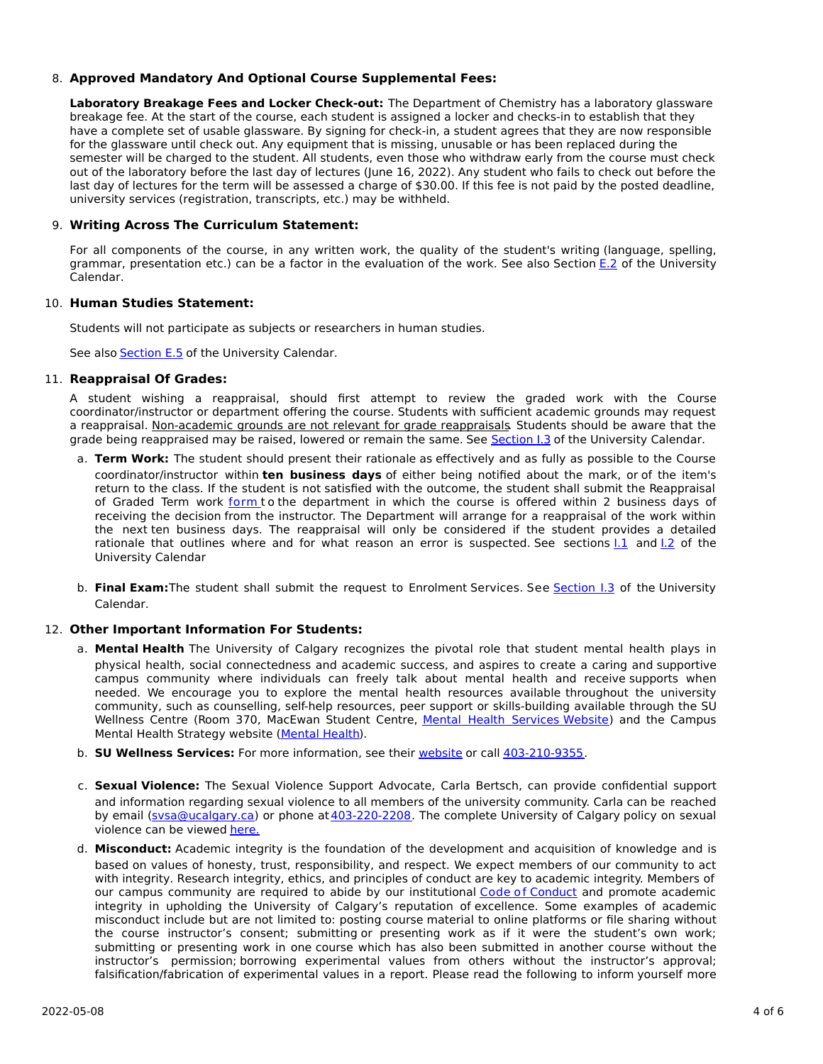8. **Approved Mandatory And Optional Course Supplemental Fees:**

   **Laboratory Breakage Fees and Locker Check-out:** The Department of Chemistry has a laboratory glassware breakage fee. At the start of the course, each student is assigned a locker and checks-in to establish that they have a complete set of usable glassware. By signing for check-in, a student agrees that they are now responsible for the glassware until check out. Any equipment that is missing, unusable or has been replaced during the semester will be charged to the student. All students, even those who withdraw early from the course must check out of the laboratory before the last day of lectures (June 16, 2022). Any student who fails to check out before the last day of lectures for the term will be assessed a charge of $30.00. If this fee is not paid by the posted deadline, university services (registration, transcripts, etc.) may be withheld.

9. **Writing Across The Curriculum Statement:**

   For all components of the course, in any written work, the quality of the student's writing (language, spelling, grammar, presentation etc.) can be a factor in the evaluation of the work. See also Section E.2 of the University Calendar.

10. **Human Studies Statement:**

    Students will not participate as subjects or researchers in human studies.

    See also Section E.5 of the University Calendar.

11. **Reappraisal Of Grades:**

    A student wishing a reappraisal, should first attempt to review the graded work with the Course coordinator/instructor or department offering the course. Students with sufficient academic grounds may request a reappraisal. Non-academic grounds are not relevant for grade reappraisals. Students should be aware that the grade being reappraised may be raised, lowered or remain the same. See Section I.3 of the University Calendar.

    a. **Term Work:** The student should present their rationale as effectively and as fully as possible to the Course coordinator/instructor within **ten business days** of either being notified about the mark, or of the item's return to the class. If the student is not satisfied with the outcome, the student shall submit the Reappraisal of Graded Term work form to the department in which the course is offered within 2 business days of receiving the decision from the instructor. The Department will arrange for a reappraisal of the work within the next ten business days. The reappraisal will only be considered if the student provides a detailed rationale that outlines where and for what reason an error is suspected. See sections I.1 and I.2 of the University Calendar

    b. **Final Exam:** The student shall submit the request to Enrolment Services. See Section I.3 of the University Calendar.

12. **Other Important Information For Students:**

    a. **Mental Health** The University of Calgary recognizes the pivotal role that student mental health plays in physical health, social connectedness and academic success, and aspires to create a caring and supportive campus community where individuals can freely talk about mental health and receive supports when needed. We encourage you to explore the mental health resources available throughout the university community, such as counselling, self-help resources, peer support or skills-building available through the SU Wellness Centre (Room 370, MacEwan Student Centre, Mental Health Services Website) and the Campus Mental Health Strategy website (Mental Health).

    b. **SU Wellness Services:** For more information, see their website or call 403-210-9355.

    c. **Sexual Violence:** The Sexual Violence Support Advocate, Carla Bertsch, can provide confidential support and information regarding sexual violence to all members of the university community. Carla can be reached by email (svsa@ucalgary.ca) or phone at 403-220-2208. The complete University of Calgary policy on sexual violence can be viewed here.

    d. **Misconduct:** Academic integrity is the foundation of the development and acquisition of knowledge and is based on values of honesty, trust, responsibility, and respect. We expect members of our community to act with integrity. Research integrity, ethics, and principles of conduct are key to academic integrity. Members of our campus community are required to abide by our institutional Code of Conduct and promote academic integrity in upholding the University of Calgary's reputation of excellence. Some examples of academic misconduct include but are not limited to: posting course material to online platforms or file sharing without the course instructor's consent; submitting or presenting work as if it were the student's own work; submitting or presenting work in one course which has also been submitted in another course without the instructor's permission; borrowing experimental values from others without the instructor's approval; falsification/fabrication of experimental values in a report. Please read the following to inform yourself more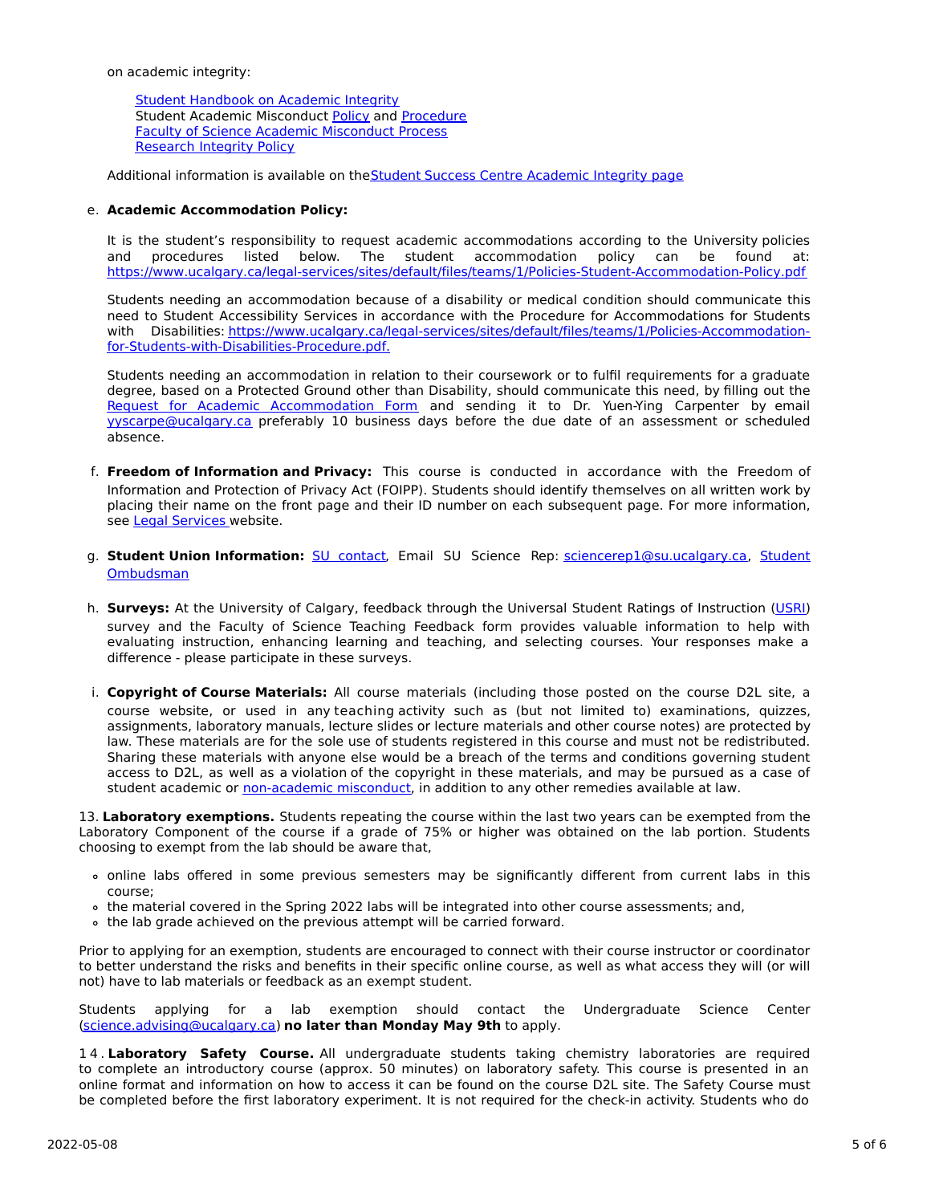on academic integrity:

> Student Handbook on Academic Integrity
> Student Academic Misconduct Policy and Procedure
> Faculty of Science Academic Misconduct Process
> Research Integrity Policy

Additional information is available on the Student Success Centre Academic Integrity page

e. **Academic Accommodation Policy:**

   It is the student's responsibility to request academic accommodations according to the University policies and procedures listed below. The student accommodation policy can be found at: https://www.ucalgary.ca/legal-services/sites/default/files/teams/1/Policies-Student-Accommodation-Policy.pdf

   Students needing an accommodation because of a disability or medical condition should communicate this need to Student Accessibility Services in accordance with the Procedure for Accommodations for Students with Disabilities: https://www.ucalgary.ca/legal-services/sites/default/files/teams/1/Policies-Accommodation-for-Students-with-Disabilities-Procedure.pdf.

   Students needing an accommodation in relation to their coursework or to fulfil requirements for a graduate degree, based on a Protected Ground other than Disability, should communicate this need, by filling out the Request for Academic Accommodation Form and sending it to Dr. Yuen-Ying Carpenter by email yyscarpe@ucalgary.ca preferably 10 business days before the due date of an assessment or scheduled absence.

f. **Freedom of Information and Privacy:** This course is conducted in accordance with the Freedom of Information and Protection of Privacy Act (FOIPP). Students should identify themselves on all written work by placing their name on the front page and their ID number on each subsequent page. For more information, see Legal Services website.

g. **Student Union Information:** SU contact, Email SU Science Rep: sciencerep1@su.ucalgary.ca, Student Ombudsman

h. **Surveys:** At the University of Calgary, feedback through the Universal Student Ratings of Instruction (USRI) survey and the Faculty of Science Teaching Feedback form provides valuable information to help with evaluating instruction, enhancing learning and teaching, and selecting courses. Your responses make a difference - please participate in these surveys.

i. **Copyright of Course Materials:** All course materials (including those posted on the course D2L site, a course website, or used in any teaching activity such as (but not limited to) examinations, quizzes, assignments, laboratory manuals, lecture slides or lecture materials and other course notes) are protected by law. These materials are for the sole use of students registered in this course and must not be redistributed. Sharing these materials with anyone else would be a breach of the terms and conditions governing student access to D2L, as well as a violation of the copyright in these materials, and may be pursued as a case of student academic or non-academic misconduct, in addition to any other remedies available at law.

13. **Laboratory exemptions.** Students repeating the course within the last two years can be exempted from the Laboratory Component of the course if a grade of 75% or higher was obtained on the lab portion. Students choosing to exempt from the lab should be aware that,

- online labs offered in some previous semesters may be significantly different from current labs in this course;
- the material covered in the Spring 2022 labs will be integrated into other course assessments; and,
- the lab grade achieved on the previous attempt will be carried forward.

Prior to applying for an exemption, students are encouraged to connect with their course instructor or coordinator to better understand the risks and benefits in their specific online course, as well as what access they will (or will not) have to lab materials or feedback as an exempt student.

Students applying for a lab exemption should contact the Undergraduate Science Center (science.advising@ucalgary.ca) **no later than Monday May 9th** to apply.

14. **Laboratory Safety Course.** All undergraduate students taking chemistry laboratories are required to complete an introductory course (approx. 50 minutes) on laboratory safety. This course is presented in an online format and information on how to access it can be found on the course D2L site. The Safety Course must be completed before the first laboratory experiment. It is not required for the check-in activity. Students who do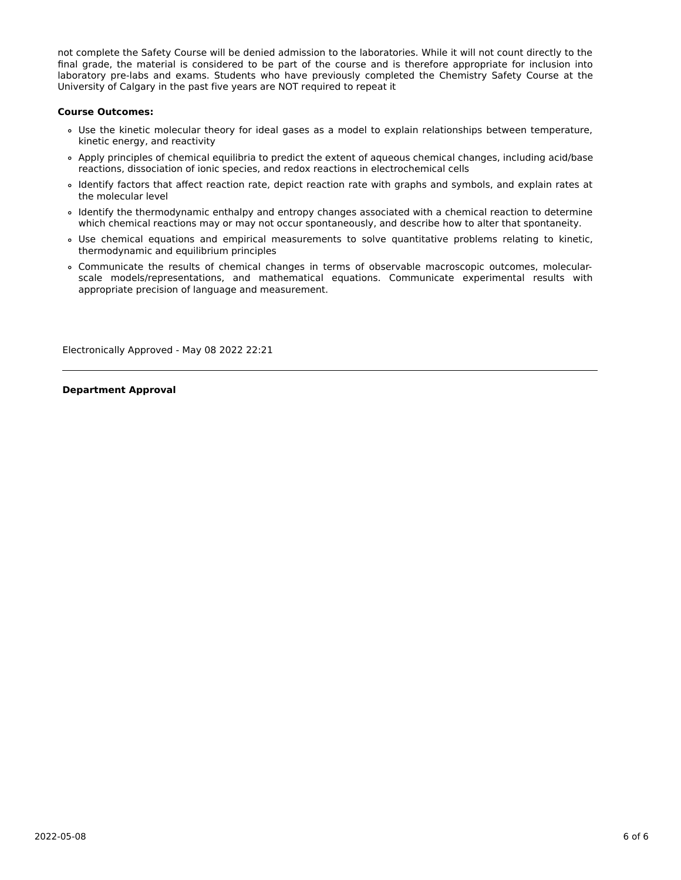not complete the Safety Course will be denied admission to the laboratories. While it will not count directly to the final grade, the material is considered to be part of the course and is therefore appropriate for inclusion into laboratory pre-labs and exams. Students who have previously completed the Chemistry Safety Course at the University of Calgary in the past five years are NOT required to repeat it

**Course Outcomes:**

- Use the kinetic molecular theory for ideal gases as a model to explain relationships between temperature, kinetic energy, and reactivity
- Apply principles of chemical equilibria to predict the extent of aqueous chemical changes, including acid/base reactions, dissociation of ionic species, and redox reactions in electrochemical cells
- Identify factors that affect reaction rate, depict reaction rate with graphs and symbols, and explain rates at the molecular level
- Identify the thermodynamic enthalpy and entropy changes associated with a chemical reaction to determine which chemical reactions may or may not occur spontaneously, and describe how to alter that spontaneity.
- Use chemical equations and empirical measurements to solve quantitative problems relating to kinetic, thermodynamic and equilibrium principles
- Communicate the results of chemical changes in terms of observable macroscopic outcomes, molecular-scale models/representations, and mathematical equations. Communicate experimental results with appropriate precision of language and measurement.

Electronically Approved - May 08 2022 22:21

---

**Department Approval**